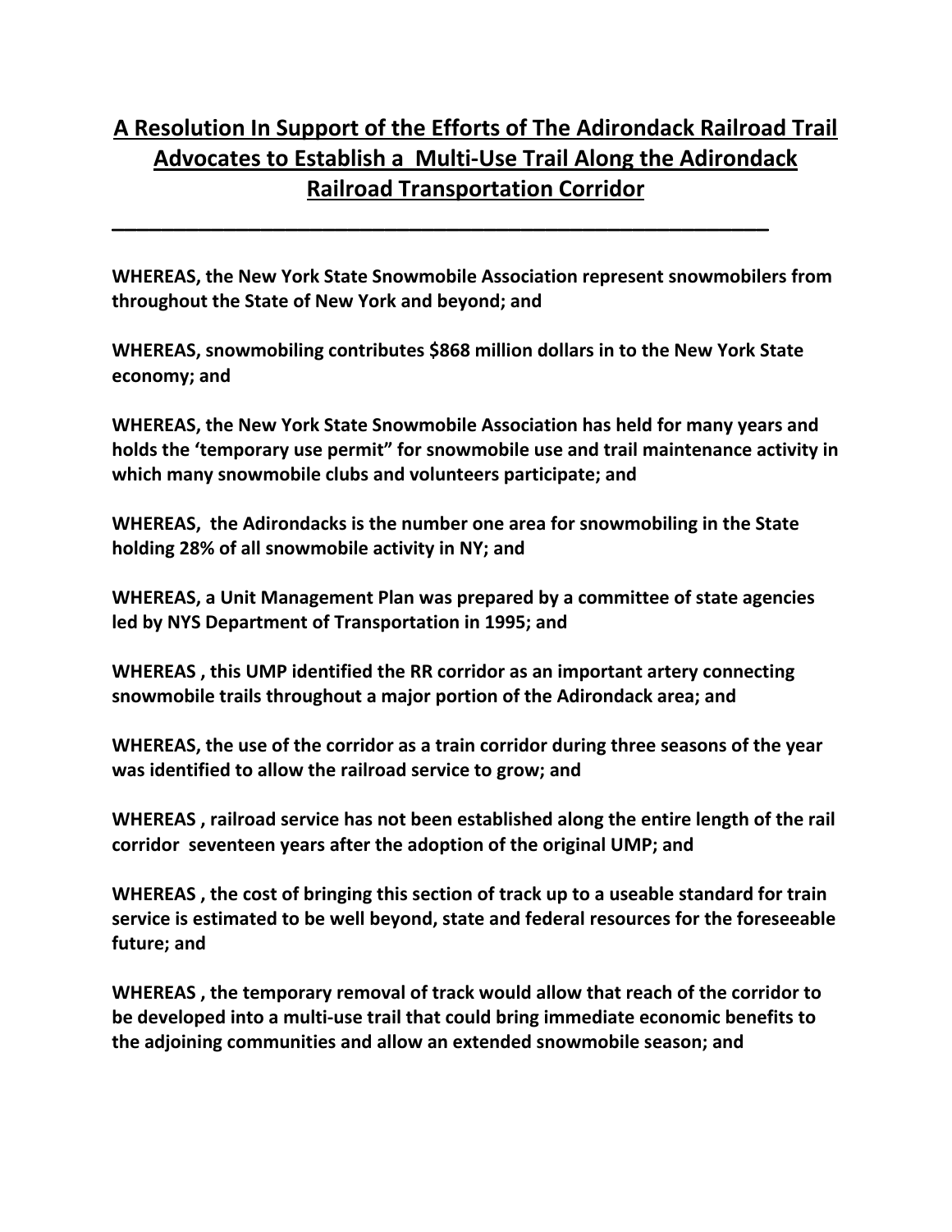# A Resolution In Support of the Efforts of The Adirondack Railroad Trail Advocates to Establish a Multi-Use Trail Along the Adirondack Railroad Transportation Corridor

---

**WHEREAS, the New York State Snowmobile Association represent snowmobilers from throughout the State of New York and beyond; and**

**WHEREAS, snowmobiling contributes $868 million dollars in to the New York State economy; and**

**WHEREAS, the New York State Snowmobile Association has held for many years and holds the 'temporary use permit" for snowmobile use and trail maintenance activity in which many snowmobile clubs and volunteers participate; and**

**WHEREAS, the Adirondacks is the number one area for snowmobiling in the State holding 28% of all snowmobile activity in NY; and**

**WHEREAS, a Unit Management Plan was prepared by a committee of state agencies led by NYS Department of Transportation in 1995; and**

**WHEREAS , this UMP identified the RR corridor as an important artery connecting snowmobile trails throughout a major portion of the Adirondack area; and**

**WHEREAS, the use of the corridor as a train corridor during three seasons of the year was identified to allow the railroad service to grow; and**

**WHEREAS , railroad service has not been established along the entire length of the rail corridor seventeen years after the adoption of the original UMP; and**

**WHEREAS , the cost of bringing this section of track up to a useable standard for train service is estimated to be well beyond, state and federal resources for the foreseeable future; and**

**WHEREAS , the temporary removal of track would allow that reach of the corridor to be developed into a multi-use trail that could bring immediate economic benefits to the adjoining communities and allow an extended snowmobile season; and**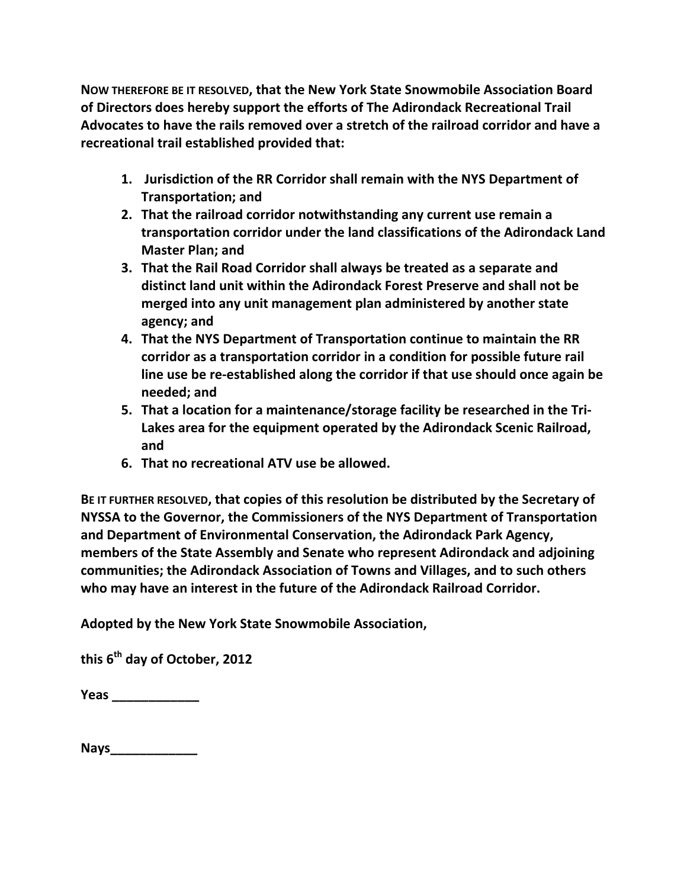**NOW THEREFORE BE IT RESOLVED, that the New York State Snowmobile Association Board of Directors does hereby support the efforts of The Adirondack Recreational Trail Advocates to have the rails removed over a stretch of the railroad corridor and have a recreational trail established provided that:**

1. **Jurisdiction of the RR Corridor shall remain with the NYS Department of Transportation; and**
2. **That the railroad corridor notwithstanding any current use remain a transportation corridor under the land classifications of the Adirondack Land Master Plan; and**
3. **That the Rail Road Corridor shall always be treated as a separate and distinct land unit within the Adirondack Forest Preserve and shall not be merged into any unit management plan administered by another state agency; and**
4. **That the NYS Department of Transportation continue to maintain the RR corridor as a transportation corridor in a condition for possible future rail line use be re-established along the corridor if that use should once again be needed; and**
5. **That a location for a maintenance/storage facility be researched in the Tri-Lakes area for the equipment operated by the Adirondack Scenic Railroad, and**
6. **That no recreational ATV use be allowed.**

**BE IT FURTHER RESOLVED, that copies of this resolution be distributed by the Secretary of NYSSA to the Governor, the Commissioners of the NYS Department of Transportation and Department of Environmental Conservation, the Adirondack Park Agency, members of the State Assembly and Senate who represent Adirondack and adjoining communities; the Adirondack Association of Towns and Villages, and to such others who may have an interest in the future of the Adirondack Railroad Corridor.**

**Adopted by the New York State Snowmobile Association,**

**this 6th day of October, 2012**

**Yeas ____________**

**Nays____________**